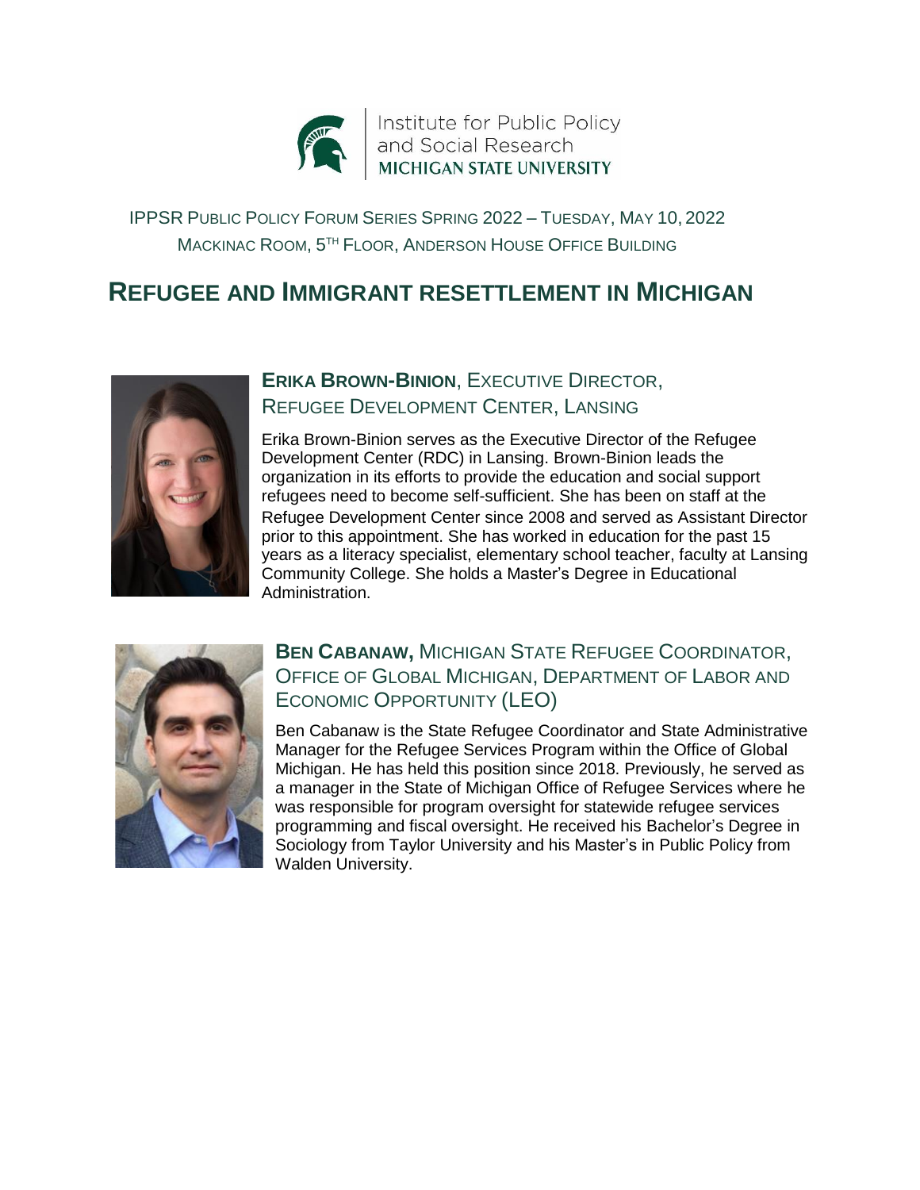Institute for Public Policy and Social Research
MICHIGAN STATE UNIVERSITY

IPPSR PUBLIC POLICY FORUM SERIES SPRING 2022 – TUESDAY, MAY 10, 2022
MACKINAC ROOM, 5TH FLOOR, ANDERSON HOUSE OFFICE BUILDING

# REFUGEE AND IMMIGRANT RESETTLEMENT IN MICHIGAN

## ERIKA BROWN-BINION, EXECUTIVE DIRECTOR, REFUGEE DEVELOPMENT CENTER, LANSING

Erika Brown-Binion serves as the Executive Director of the Refugee Development Center (RDC) in Lansing. Brown-Binion leads the organization in its efforts to provide the education and social support refugees need to become self-sufficient. She has been on staff at the Refugee Development Center since 2008 and served as Assistant Director prior to this appointment. She has worked in education for the past 15 years as a literacy specialist, elementary school teacher, faculty at Lansing Community College. She holds a Master's Degree in Educational Administration.

## BEN CABANAW, MICHIGAN STATE REFUGEE COORDINATOR, OFFICE OF GLOBAL MICHIGAN, DEPARTMENT OF LABOR AND ECONOMIC OPPORTUNITY (LEO)

Ben Cabanaw is the State Refugee Coordinator and State Administrative Manager for the Refugee Services Program within the Office of Global Michigan. He has held this position since 2018. Previously, he served as a manager in the State of Michigan Office of Refugee Services where he was responsible for program oversight for statewide refugee services programming and fiscal oversight. He received his Bachelor's Degree in Sociology from Taylor University and his Master's in Public Policy from Walden University.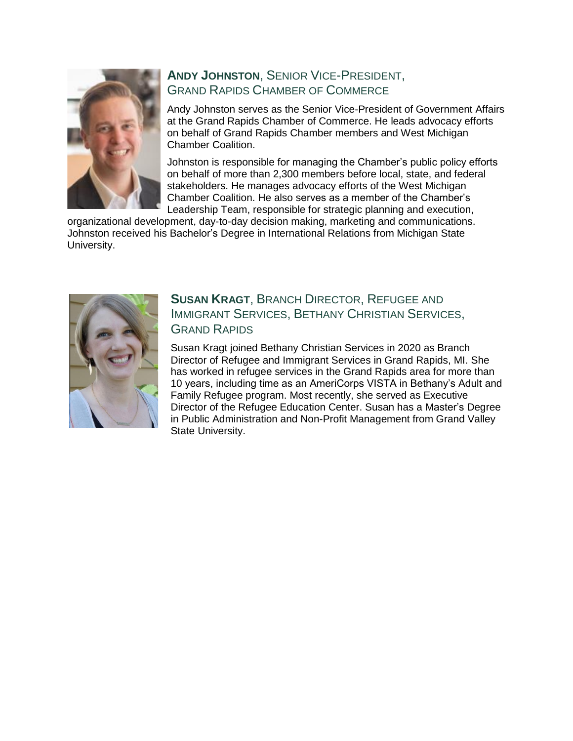### **Andy Johnston**, Senior Vice-President, Grand Rapids Chamber of Commerce

Andy Johnston serves as the Senior Vice-President of Government Affairs at the Grand Rapids Chamber of Commerce. He leads advocacy efforts on behalf of Grand Rapids Chamber members and West Michigan Chamber Coalition.

Johnston is responsible for managing the Chamber's public policy efforts on behalf of more than 2,300 members before local, state, and federal stakeholders. He manages advocacy efforts of the West Michigan Chamber Coalition. He also serves as a member of the Chamber's Leadership Team, responsible for strategic planning and execution, organizational development, day-to-day decision making, marketing and communications. Johnston received his Bachelor's Degree in International Relations from Michigan State University.

### **Susan Kragt**, Branch Director, Refugee and Immigrant Services, Bethany Christian Services, Grand Rapids

Susan Kragt joined Bethany Christian Services in 2020 as Branch Director of Refugee and Immigrant Services in Grand Rapids, MI. She has worked in refugee services in the Grand Rapids area for more than 10 years, including time as an AmeriCorps VISTA in Bethany's Adult and Family Refugee program. Most recently, she served as Executive Director of the Refugee Education Center. Susan has a Master's Degree in Public Administration and Non-Profit Management from Grand Valley State University.